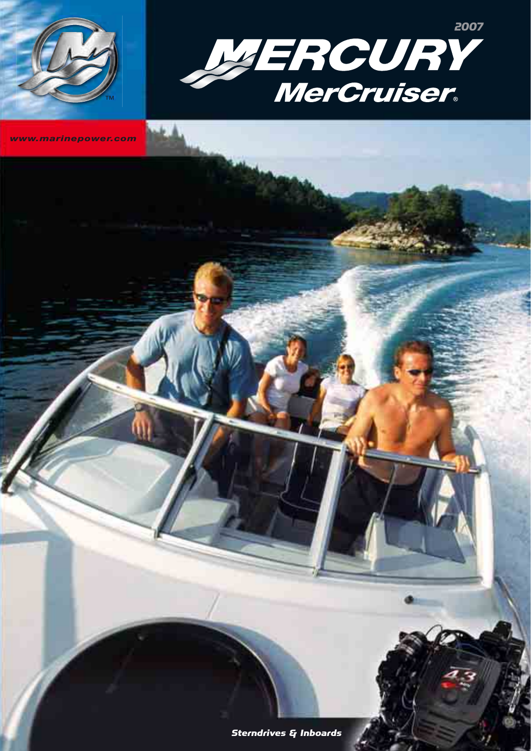2007

# MERCURY MerCruiser®

www.marinepower.com

Sterndrives & Inboards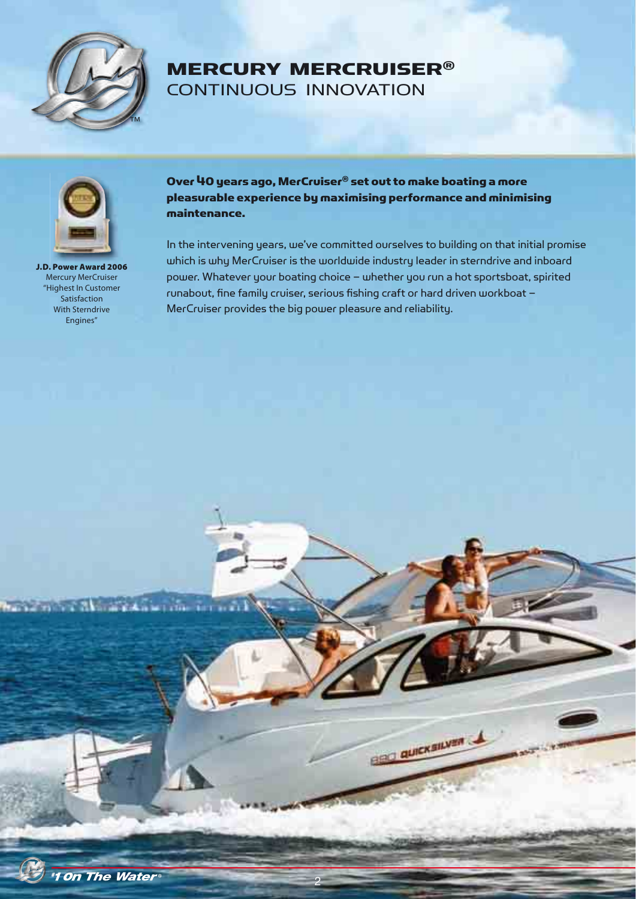# MERCURY MERCRUISER®
## CONTINUOUS INNOVATION

**J.D. Power Award 2006**
Mercury MerCruiser
"Highest In Customer Satisfaction With Sterndrive Engines"

**Over 40 years ago, MerCruiser® set out to make boating a more pleasurable experience by maximising performance and minimising maintenance.**

In the intervening years, we've committed ourselves to building on that initial promise which is why MerCruiser is the worldwide industry leader in sterndrive and inboard power. Whatever your boating choice – whether you run a hot sportsboat, spirited runabout, fine family cruiser, serious fishing craft or hard driven workboat – MerCruiser provides the big power pleasure and reliability.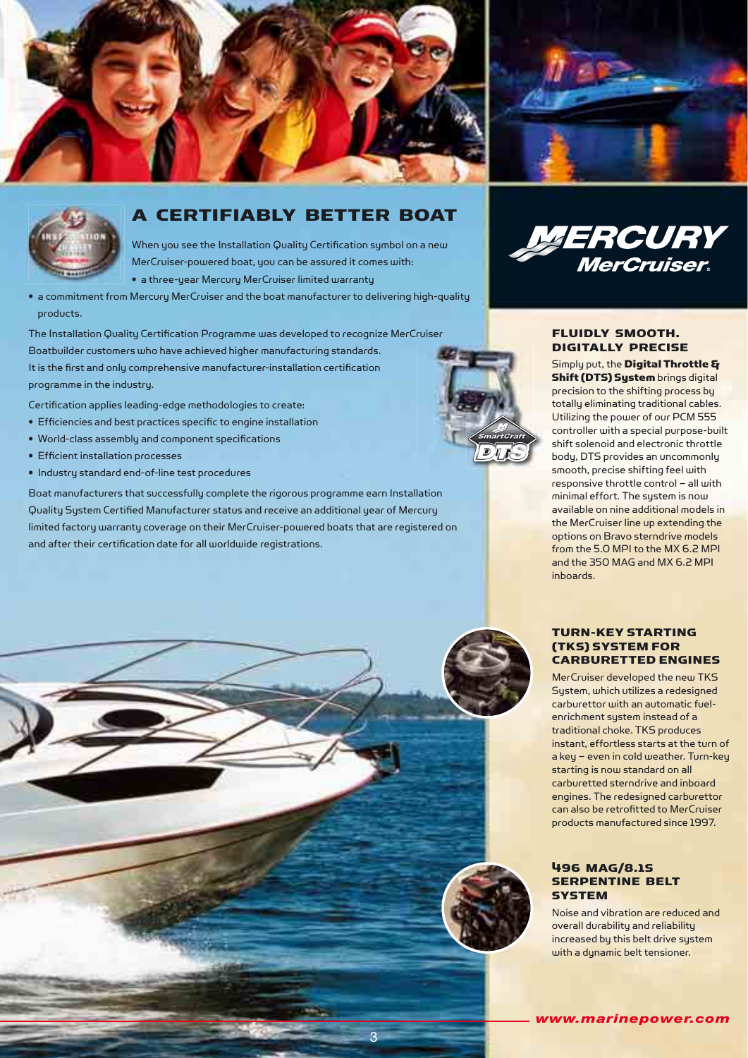## A CERTIFIABLY BETTER BOAT

When you see the Installation Quality Certification symbol on a new MerCruiser-powered boat, you can be assured it comes with:

- a three-year Mercury MerCruiser limited warranty
- a commitment from Mercury MerCruiser and the boat manufacturer to delivering high-quality products.

The Installation Quality Certification Programme was developed to recognize MerCruiser Boatbuilder customers who have achieved higher manufacturing standards. It is the first and only comprehensive manufacturer-installation certification programme in the industry.

Certification applies leading-edge methodologies to create:

- Efficiencies and best practices specific to engine installation
- World-class assembly and component specifications
- Efficient installation processes
- Industry standard end-of-line test procedures

Boat manufacturers that successfully complete the rigorous programme earn Installation Quality System Certified Manufacturer status and receive an additional year of Mercury limited factory warranty coverage on their MerCruiser-powered boats that are registered on and after their certification date for all worldwide registrations.

MERCURY MerCruiser.

### FLUIDLY SMOOTH. DIGITALLY PRECISE

Simply put, the **Digital Throttle & Shift (DTS) System** brings digital precision to the shifting process by totally eliminating traditional cables. Utilizing the power of our PCM 555 controller with a special purpose-built shift solenoid and electronic throttle body, DTS provides an uncommonly smooth, precise shifting feel with responsive throttle control – all with minimal effort. The system is now available on nine additional models in the MerCruiser line up extending the options on Bravo sterndrive models from the 5.0 MPI to the MX 6.2 MPI and the 350 MAG and MX 6.2 MPI inboards.

### TURN-KEY STARTING (TKS) SYSTEM FOR CARBURETTED ENGINES

MerCruiser developed the new TKS System, which utilizes a redesigned carburettor with an automatic fuel-enrichment system instead of a traditional choke. TKS produces instant, effortless starts at the turn of a key – even in cold weather. Turn-key starting is now standard on all carburetted sterndrive and inboard engines. The redesigned carburettor can also be retrofitted to MerCruiser products manufactured since 1997.

### 496 MAG/8.1S SERPENTINE BELT SYSTEM

Noise and vibration are reduced and overall durability and reliability increased by this belt drive system with a dynamic belt tensioner.

www.marinepower.com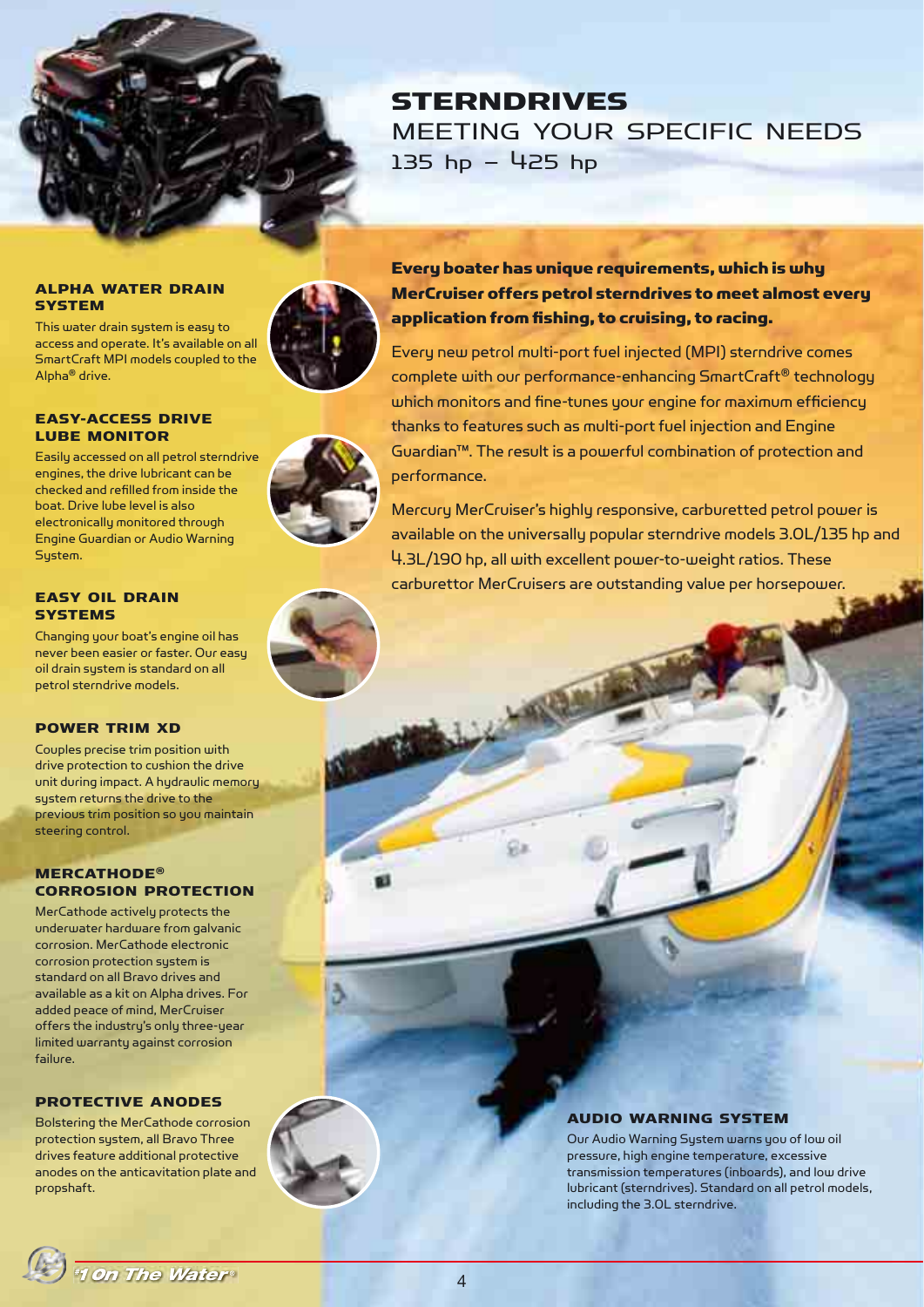# STERNDRIVES

## MEETING YOUR SPECIFIC NEEDS

135 hp – 425 hp

**Every boater has unique requirements, which is why MerCruiser offers petrol sterndrives to meet almost every application from fishing, to cruising, to racing.**

Every new petrol multi-port fuel injected (MPI) sterndrive comes complete with our performance-enhancing SmartCraft® technology which monitors and fine-tunes your engine for maximum efficiency thanks to features such as multi-port fuel injection and Engine Guardian™. The result is a powerful combination of protection and performance.

Mercury MerCruiser's highly responsive, carburetted petrol power is available on the universally popular sterndrive models 3.0L/135 hp and 4.3L/190 hp, all with excellent power-to-weight ratios. These carburettor MerCruisers are outstanding value per horsepower.

### ALPHA WATER DRAIN SYSTEM

This water drain system is easy to access and operate. It's available on all SmartCraft MPI models coupled to the Alpha® drive.

### EASY-ACCESS DRIVE LUBE MONITOR

Easily accessed on all petrol sterndrive engines, the drive lubricant can be checked and refilled from inside the boat. Drive lube level is also electronically monitored through Engine Guardian or Audio Warning System.

### EASY OIL DRAIN SYSTEMS

Changing your boat's engine oil has never been easier or faster. Our easy oil drain system is standard on all petrol sterndrive models.

### POWER TRIM XD

Couples precise trim position with drive protection to cushion the drive unit during impact. A hydraulic memory system returns the drive to the previous trim position so you maintain steering control.

### MERCATHODE® CORROSION PROTECTION

MerCathode actively protects the underwater hardware from galvanic corrosion. MerCathode electronic corrosion protection system is standard on all Bravo drives and available as a kit on Alpha drives. For added peace of mind, MerCruiser offers the industry's only three-year limited warranty against corrosion failure.

### PROTECTIVE ANODES

Bolstering the MerCathode corrosion protection system, all Bravo Three drives feature additional protective anodes on the anticavitation plate and propshaft.

### AUDIO WARNING SYSTEM

Our Audio Warning System warns you of low oil pressure, high engine temperature, excessive transmission temperatures (inboards), and low drive lubricant (sterndrives). Standard on all petrol models, including the 3.0L sterndrive.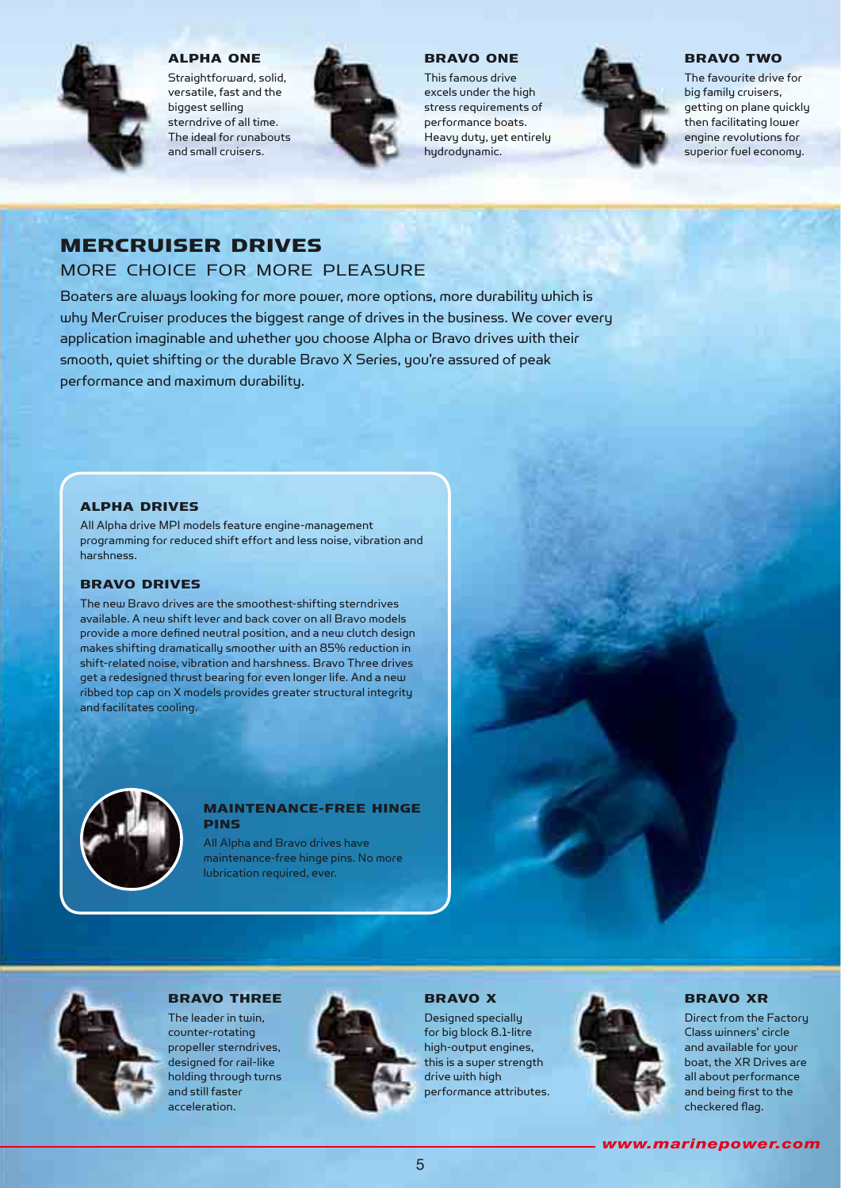### ALPHA ONE

Straightforward, solid, versatile, fast and the biggest selling sterndrive of all time. The ideal for runabouts and small cruisers.

### BRAVO ONE

This famous drive excels under the high stress requirements of performance boats. Heavy duty, yet entirely hydrodynamic.

### BRAVO TWO

The favourite drive for big family cruisers, getting on plane quickly then facilitating lower engine revolutions for superior fuel economy.

# MERCRUISER DRIVES

## MORE CHOICE FOR MORE PLEASURE

Boaters are always looking for more power, more options, more durability which is why MerCruiser produces the biggest range of drives in the business. We cover every application imaginable and whether you choose Alpha or Bravo drives with their smooth, quiet shifting or the durable Bravo X Series, you're assured of peak performance and maximum durability.

### ALPHA DRIVES

All Alpha drive MPI models feature engine-management programming for reduced shift effort and less noise, vibration and harshness.

### BRAVO DRIVES

The new Bravo drives are the smoothest-shifting sterndrives available. A new shift lever and back cover on all Bravo models provide a more defined neutral position, and a new clutch design makes shifting dramatically smoother with an 85% reduction in shift-related noise, vibration and harshness. Bravo Three drives get a redesigned thrust bearing for even longer life. And a new ribbed top cap on X models provides greater structural integrity and facilitates cooling.

### MAINTENANCE-FREE HINGE PINS

All Alpha and Bravo drives have maintenance-free hinge pins. No more lubrication required, ever.

### BRAVO THREE

The leader in twin, counter-rotating propeller sterndrives, designed for rail-like holding through turns and still faster acceleration.

### BRAVO X

Designed specially for big block 8.1-litre high-output engines, this is a super strength drive with high performance attributes.

### BRAVO XR

Direct from the Factory Class winners' circle and available for your boat, the XR Drives are all about performance and being first to the checkered flag.

*www.marinepower.com*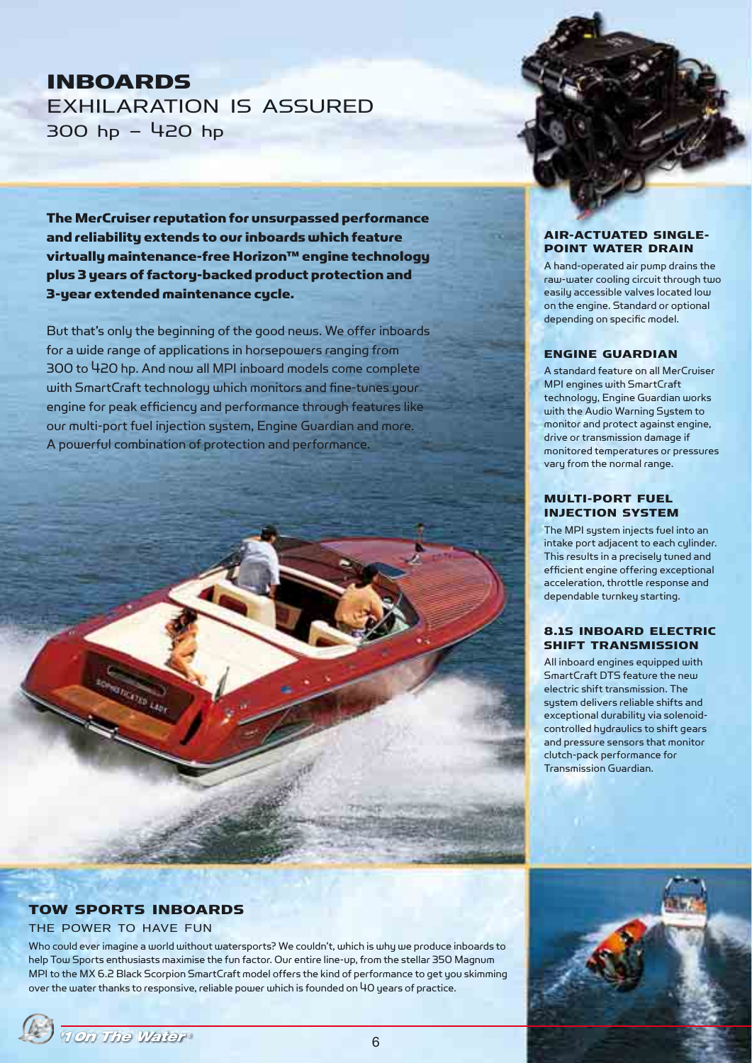# INBOARDS

## EXHILARATION IS ASSURED

### 300 hp – 420 hp

**The MerCruiser reputation for unsurpassed performance and reliability extends to our inboards which feature virtually maintenance-free Horizon™ engine technology plus 3 years of factory-backed product protection and 3-year extended maintenance cycle.**

But that's only the beginning of the good news. We offer inboards for a wide range of applications in horsepowers ranging from 300 to 420 hp. And now all MPI inboard models come complete with SmartCraft technology which monitors and fine-tunes your engine for peak efficiency and performance through features like our multi-port fuel injection system, Engine Guardian and more. A powerful combination of protection and performance.

#### AIR-ACTUATED SINGLE-POINT WATER DRAIN

A hand-operated air pump drains the raw-water cooling circuit through two easily accessible valves located low on the engine. Standard or optional depending on specific model.

#### ENGINE GUARDIAN

A standard feature on all MerCruiser MPI engines with SmartCraft technology, Engine Guardian works with the Audio Warning System to monitor and protect against engine, drive or transmission damage if monitored temperatures or pressures vary from the normal range.

#### MULTI-PORT FUEL INJECTION SYSTEM

The MPI system injects fuel into an intake port adjacent to each cylinder. This results in a precisely tuned and efficient engine offering exceptional acceleration, throttle response and dependable turnkey starting.

#### 8.1S INBOARD ELECTRIC SHIFT TRANSMISSION

All inboard engines equipped with SmartCraft DTS feature the new electric shift transmission. The system delivers reliable shifts and exceptional durability via solenoid-controlled hydraulics to shift gears and pressure sensors that monitor clutch-pack performance for Transmission Guardian.

## TOW SPORTS INBOARDS

### THE POWER TO HAVE FUN

Who could ever imagine a world without watersports? We couldn't, which is why we produce inboards to help Tow Sports enthusiasts maximise the fun factor. Our entire line-up, from the stellar 350 Magnum MPI to the MX 6.2 Black Scorpion SmartCraft model offers the kind of performance to get you skimming over the water thanks to responsive, reliable power which is founded on 40 years of practice.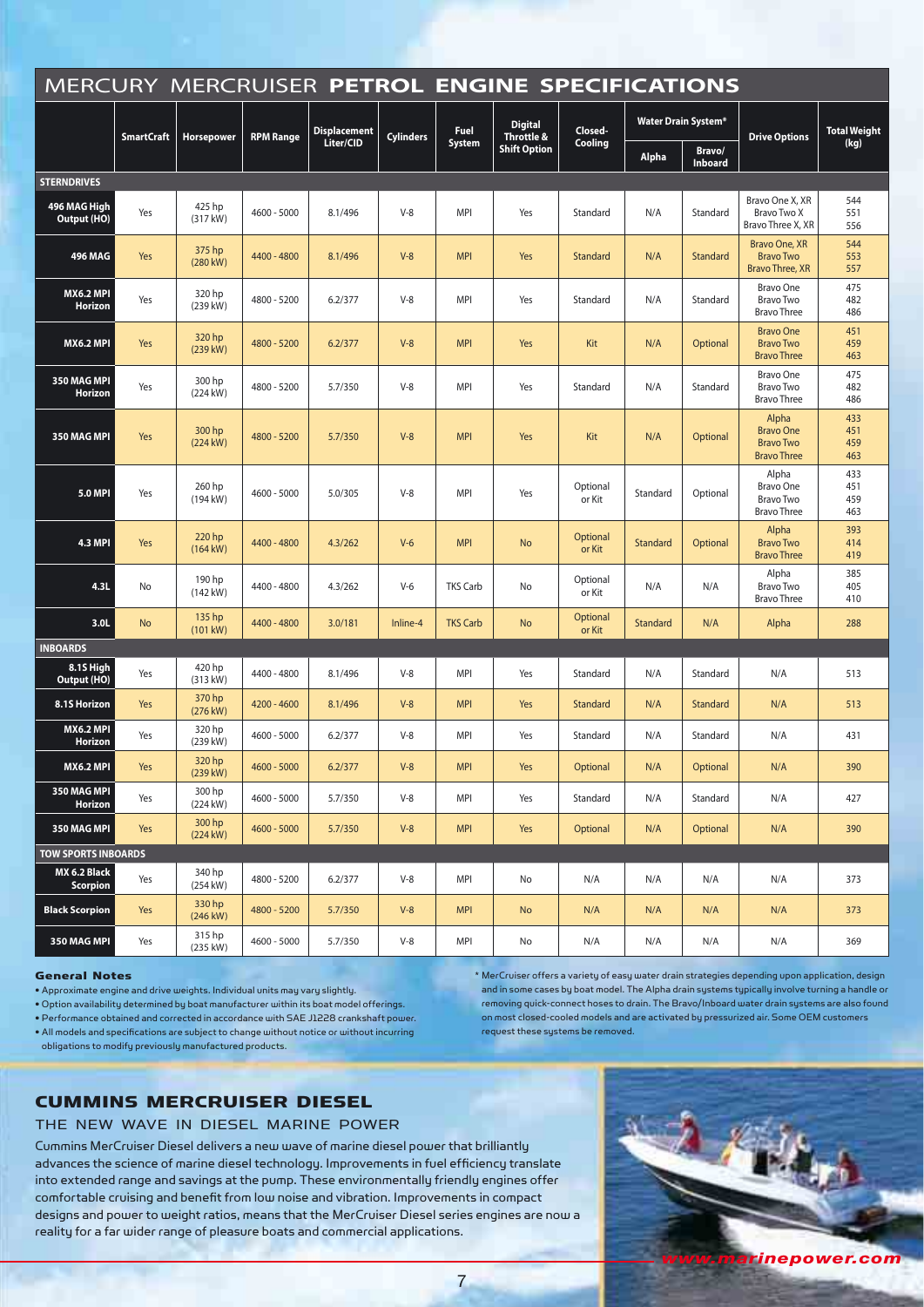# MERCURY MERCRUISER **PETROL ENGINE SPECIFICATIONS**

| | SmartCraft | Horsepower | RPM Range | Displacement Liter/CID | Cylinders | Fuel System | Digital Throttle & Shift Option | Closed-Cooling | Water Drain System* | | Drive Options | Total Weight (kg) |
|---|---|---|---|---|---|---|---|---|---|---|---|---|
| | | | | | | | | | Alpha | Bravo/ Inboard | | |
| **STERNDRIVES** | | | | | | | | | | | | |
| **496 MAG High Output (HO)** | Yes | 425 hp (317 kW) | 4600 - 5000 | 8.1/496 | V-8 | MPI | Yes | Standard | N/A | Standard | Bravo One X, XR<br>Bravo Two X<br>Bravo Three X, XR | 544<br>551<br>556 |
| **496 MAG** | Yes | 375 hp (280 kW) | 4400 - 4800 | 8.1/496 | V-8 | MPI | Yes | Standard | N/A | Standard | Bravo One, XR<br>Bravo Two<br>Bravo Three, XR | 544<br>553<br>557 |
| **MX6.2 MPI Horizon** | Yes | 320 hp (239 kW) | 4800 - 5200 | 6.2/377 | V-8 | MPI | Yes | Standard | N/A | Standard | Bravo One<br>Bravo Two<br>Bravo Three | 475<br>482<br>486 |
| **MX6.2 MPI** | Yes | 320 hp (239 kW) | 4800 - 5200 | 6.2/377 | V-8 | MPI | Yes | Kit | N/A | Optional | Bravo One<br>Bravo Two<br>Bravo Three | 451<br>459<br>463 |
| **350 MAG MPI Horizon** | Yes | 300 hp (224 kW) | 4800 - 5200 | 5.7/350 | V-8 | MPI | Yes | Standard | N/A | Standard | Bravo One<br>Bravo Two<br>Bravo Three | 475<br>482<br>486 |
| **350 MAG MPI** | Yes | 300 hp (224 kW) | 4800 - 5200 | 5.7/350 | V-8 | MPI | Yes | Kit | N/A | Optional | Alpha<br>Bravo One<br>Bravo Two<br>Bravo Three | 433<br>451<br>459<br>463 |
| **5.0 MPI** | Yes | 260 hp (194 kW) | 4600 - 5000 | 5.0/305 | V-8 | MPI | Yes | Optional or Kit | Standard | Optional | Alpha<br>Bravo One<br>Bravo Two<br>Bravo Three | 433<br>451<br>459<br>463 |
| **4.3 MPI** | Yes | 220 hp (164 kW) | 4400 - 4800 | 4.3/262 | V-6 | MPI | No | Optional or Kit | Standard | Optional | Alpha<br>Bravo Two<br>Bravo Three | 393<br>414<br>419 |
| **4.3L** | No | 190 hp (142 kW) | 4400 - 4800 | 4.3/262 | V-6 | TKS Carb | No | Optional or Kit | N/A | N/A | Alpha<br>Bravo Two<br>Bravo Three | 385<br>405<br>410 |
| **3.0L** | No | 135 hp (101 kW) | 4400 - 4800 | 3.0/181 | Inline-4 | TKS Carb | No | Optional or Kit | Standard | N/A | Alpha | 288 |
| **INBOARDS** | | | | | | | | | | | | |
| **8.1S High Output (HO)** | Yes | 420 hp (313 kW) | 4400 - 4800 | 8.1/496 | V-8 | MPI | Yes | Standard | N/A | Standard | N/A | 513 |
| **8.1S Horizon** | Yes | 370 hp (276 kW) | 4200 - 4600 | 8.1/496 | V-8 | MPI | Yes | Standard | N/A | Standard | N/A | 513 |
| **MX6.2 MPI Horizon** | Yes | 320 hp (239 kW) | 4600 - 5000 | 6.2/377 | V-8 | MPI | Yes | Standard | N/A | Standard | N/A | 431 |
| **MX6.2 MPI** | Yes | 320 hp (239 kW) | 4600 - 5000 | 6.2/377 | V-8 | MPI | Yes | Optional | N/A | Optional | N/A | 390 |
| **350 MAG MPI Horizon** | Yes | 300 hp (224 kW) | 4600 - 5000 | 5.7/350 | V-8 | MPI | Yes | Standard | N/A | Standard | N/A | 427 |
| **350 MAG MPI** | Yes | 300 hp (224 kW) | 4600 - 5000 | 5.7/350 | V-8 | MPI | Yes | Optional | N/A | Optional | N/A | 390 |
| **TOW SPORTS INBOARDS** | | | | | | | | | | | | |
| **MX 6.2 Black Scorpion** | Yes | 340 hp (254 kW) | 4800 - 5200 | 6.2/377 | V-8 | MPI | No | N/A | N/A | N/A | N/A | 373 |
| **Black Scorpion** | Yes | 330 hp (246 kW) | 4800 - 5200 | 5.7/350 | V-8 | MPI | No | N/A | N/A | N/A | N/A | 373 |
| **350 MAG MPI** | Yes | 315 hp (235 kW) | 4600 - 5000 | 5.7/350 | V-8 | MPI | No | N/A | N/A | N/A | N/A | 369 |

### General Notes

- Approximate engine and drive weights. Individual units may vary slightly.
- Option availability determined by boat manufacturer within its boat model offerings.
- Performance obtained and corrected in accordance with SAE J1228 crankshaft power.
- All models and specifications are subject to change without notice or without incurring obligations to modify previously manufactured products.

\* MerCruiser offers a variety of easy water drain strategies depending upon application, design and in some cases by boat model. The Alpha drain systems typically involve turning a handle or removing quick-connect hoses to drain. The Bravo/Inboard water drain systems are also found on most closed-cooled models and are activated by pressurized air. Some OEM customers request these systems be removed.

## CUMMINS MERCRUISER DIESEL

### THE NEW WAVE IN DIESEL MARINE POWER

Cummins MerCruiser Diesel delivers a new wave of marine diesel power that brilliantly advances the science of marine diesel technology. Improvements in fuel efficiency translate into extended range and savings at the pump. These environmentally friendly engines offer comfortable cruising and benefit from low noise and vibration. Improvements in compact designs and power to weight ratios, means that the MerCruiser Diesel series engines are now a reality for a far wider range of pleasure boats and commercial applications.

*www.marinepower.com*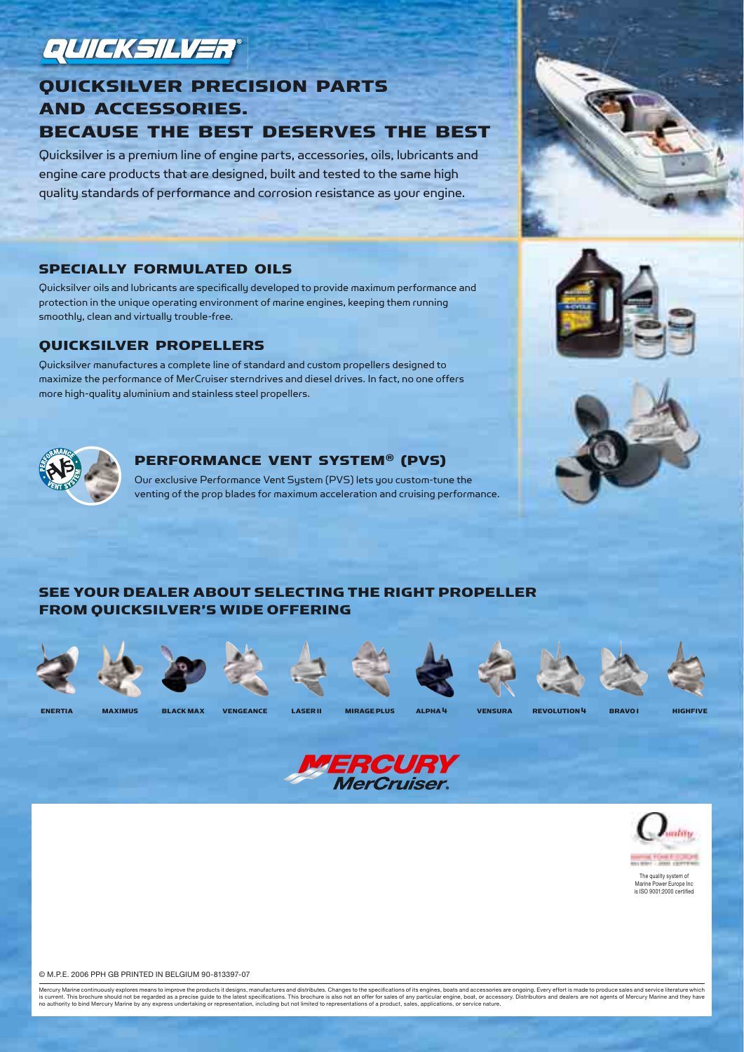# QUICKSILVER PRECISION PARTS AND ACCESSORIES. BECAUSE THE BEST DESERVES THE BEST

Quicksilver is a premium line of engine parts, accessories, oils, lubricants and engine care products that are designed, built and tested to the same high quality standards of performance and corrosion resistance as your engine.

## SPECIALLY FORMULATED OILS

Quicksilver oils and lubricants are specifically developed to provide maximum performance and protection in the unique operating environment of marine engines, keeping them running smoothly, clean and virtually trouble-free.

## QUICKSILVER PROPELLERS

Quicksilver manufactures a complete line of standard and custom propellers designed to maximize the performance of MerCruiser sterndrives and diesel drives. In fact, no one offers more high-quality aluminium and stainless steel propellers.

## PERFORMANCE VENT SYSTEM® (PVS)

Our exclusive Performance Vent System (PVS) lets you custom-tune the venting of the prop blades for maximum acceleration and cruising performance.

## SEE YOUR DEALER ABOUT SELECTING THE RIGHT PROPELLER FROM QUICKSILVER'S WIDE OFFERING

ENERTIA MAXIMUS BLACK MAX VENGEANCE LASER II MIRAGE PLUS ALPHA 4 VENSURA REVOLUTION 4 BRAVO I HIGHFIVE

The quality system of Marine Power Europe Inc is ISO 9001:2000 certified

© M.P.E. 2006 PPH GB PRINTED IN BELGIUM 90-813397-07

Mercury Marine continuously explores means to improve the products it designs, manufactures and distributes. Changes to the specifications of its engines, boats and accessories are ongoing. Every effort is made to produce sales and service literature which is current. This brochure should not be regarded as a precise guide to the latest specifications. This brochure is also not an offer for sales of any particular engine, boat, or accessory. Distributors and dealers are not agents of Mercury Marine and they have no authority to bind Mercury Marine by any express undertaking or representation, including but not limited to representations of a product, sales, applications, or service nature.